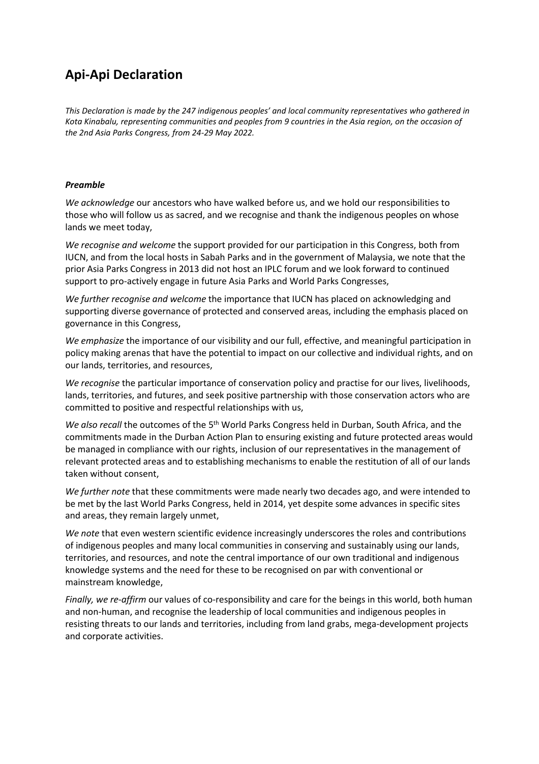# Api-Api Declaration

*This Declaration is made by the 247 indigenous peoples' and local community representatives who gathered in Kota Kinabalu, representing communities and peoples from 9 countries in the Asia region, on the occasion of the 2nd Asia Parks Congress, from 24-29 May 2022.*

### *Preamble*

*We acknowledge* our ancestors who have walked before us, and we hold our responsibilities to those who will follow us as sacred, and we recognise and thank the indigenous peoples on whose lands we meet today,

*We recognise and welcome* the support provided for our participation in this Congress, both from IUCN, and from the local hosts in Sabah Parks and in the government of Malaysia, we note that the prior Asia Parks Congress in 2013 did not host an IPLC forum and we look forward to continued support to pro-actively engage in future Asia Parks and World Parks Congresses,

*We further recognise and welcome* the importance that IUCN has placed on acknowledging and supporting diverse governance of protected and conserved areas, including the emphasis placed on governance in this Congress,

*We emphasize* the importance of our visibility and our full, effective, and meaningful participation in policy making arenas that have the potential to impact on our collective and individual rights, and on our lands, territories, and resources,

*We recognise* the particular importance of conservation policy and practise for our lives, livelihoods, lands, territories, and futures, and seek positive partnership with those conservation actors who are committed to positive and respectful relationships with us,

*We also recall* the outcomes of the 5th World Parks Congress held in Durban, South Africa, and the commitments made in the Durban Action Plan to ensuring existing and future protected areas would be managed in compliance with our rights, inclusion of our representatives in the management of relevant protected areas and to establishing mechanisms to enable the restitution of all of our lands taken without consent,

*We further note* that these commitments were made nearly two decades ago, and were intended to be met by the last World Parks Congress, held in 2014, yet despite some advances in specific sites and areas, they remain largely unmet,

*We note* that even western scientific evidence increasingly underscores the roles and contributions of indigenous peoples and many local communities in conserving and sustainably using our lands, territories, and resources, and note the central importance of our own traditional and indigenous knowledge systems and the need for these to be recognised on par with conventional or mainstream knowledge,

*Finally, we re-affirm* our values of co-responsibility and care for the beings in this world, both human and non-human, and recognise the leadership of local communities and indigenous peoples in resisting threats to our lands and territories, including from land grabs, mega-development projects and corporate activities.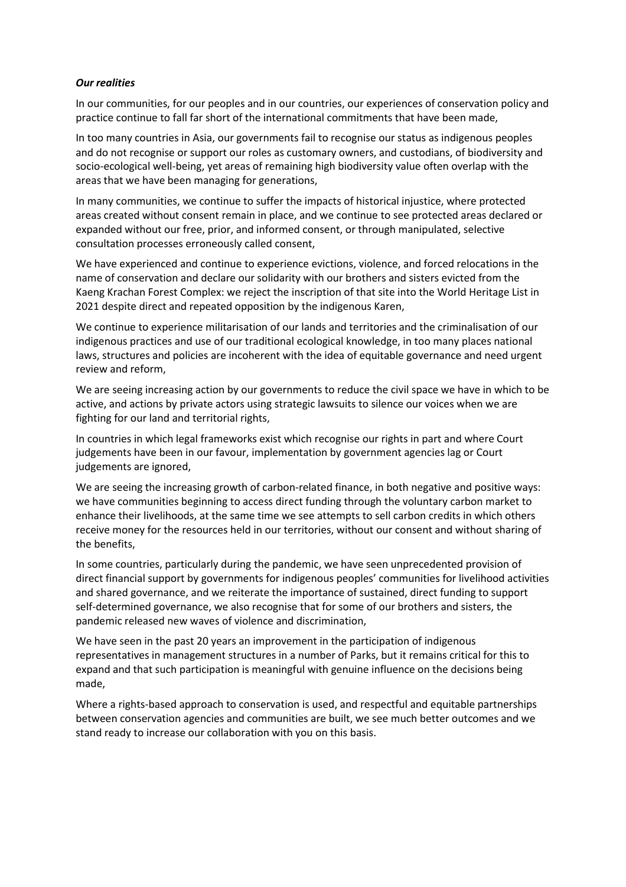***Our realities***

In our communities, for our peoples and in our countries, our experiences of conservation policy and practice continue to fall far short of the international commitments that have been made,

In too many countries in Asia, our governments fail to recognise our status as indigenous peoples and do not recognise or support our roles as customary owners, and custodians, of biodiversity and socio-ecological well-being, yet areas of remaining high biodiversity value often overlap with the areas that we have been managing for generations,

In many communities, we continue to suffer the impacts of historical injustice, where protected areas created without consent remain in place, and we continue to see protected areas declared or expanded without our free, prior, and informed consent, or through manipulated, selective consultation processes erroneously called consent,

We have experienced and continue to experience evictions, violence, and forced relocations in the name of conservation and declare our solidarity with our brothers and sisters evicted from the Kaeng Krachan Forest Complex: we reject the inscription of that site into the World Heritage List in 2021 despite direct and repeated opposition by the indigenous Karen,

We continue to experience militarisation of our lands and territories and the criminalisation of our indigenous practices and use of our traditional ecological knowledge, in too many places national laws, structures and policies are incoherent with the idea of equitable governance and need urgent review and reform,

We are seeing increasing action by our governments to reduce the civil space we have in which to be active, and actions by private actors using strategic lawsuits to silence our voices when we are fighting for our land and territorial rights,

In countries in which legal frameworks exist which recognise our rights in part and where Court judgements have been in our favour, implementation by government agencies lag or Court judgements are ignored,

We are seeing the increasing growth of carbon-related finance, in both negative and positive ways: we have communities beginning to access direct funding through the voluntary carbon market to enhance their livelihoods, at the same time we see attempts to sell carbon credits in which others receive money for the resources held in our territories, without our consent and without sharing of the benefits,

In some countries, particularly during the pandemic, we have seen unprecedented provision of direct financial support by governments for indigenous peoples' communities for livelihood activities and shared governance, and we reiterate the importance of sustained, direct funding to support self-determined governance, we also recognise that for some of our brothers and sisters, the pandemic released new waves of violence and discrimination,

We have seen in the past 20 years an improvement in the participation of indigenous representatives in management structures in a number of Parks, but it remains critical for this to expand and that such participation is meaningful with genuine influence on the decisions being made,

Where a rights-based approach to conservation is used, and respectful and equitable partnerships between conservation agencies and communities are built, we see much better outcomes and we stand ready to increase our collaboration with you on this basis.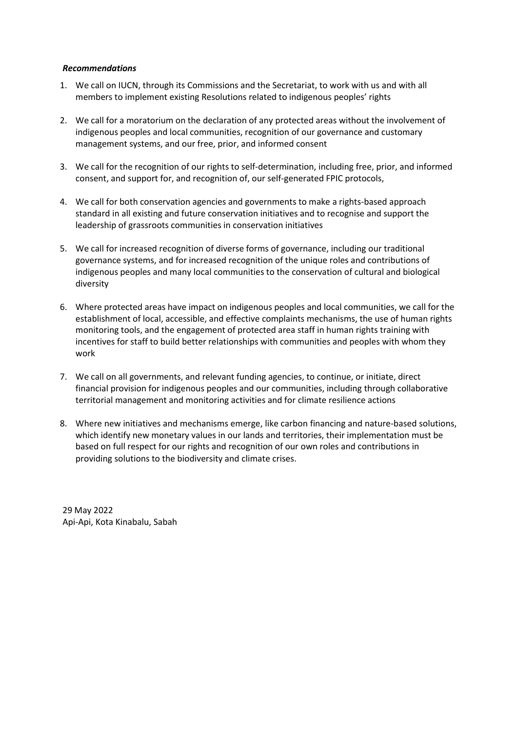***Recommendations***

1. We call on IUCN, through its Commissions and the Secretariat, to work with us and with all members to implement existing Resolutions related to indigenous peoples' rights

2. We call for a moratorium on the declaration of any protected areas without the involvement of indigenous peoples and local communities, recognition of our governance and customary management systems, and our free, prior, and informed consent

3. We call for the recognition of our rights to self-determination, including free, prior, and informed consent, and support for, and recognition of, our self-generated FPIC protocols,

4. We call for both conservation agencies and governments to make a rights-based approach standard in all existing and future conservation initiatives and to recognise and support the leadership of grassroots communities in conservation initiatives

5. We call for increased recognition of diverse forms of governance, including our traditional governance systems, and for increased recognition of the unique roles and contributions of indigenous peoples and many local communities to the conservation of cultural and biological diversity

6. Where protected areas have impact on indigenous peoples and local communities, we call for the establishment of local, accessible, and effective complaints mechanisms, the use of human rights monitoring tools, and the engagement of protected area staff in human rights training with incentives for staff to build better relationships with communities and peoples with whom they work

7. We call on all governments, and relevant funding agencies, to continue, or initiate, direct financial provision for indigenous peoples and our communities, including through collaborative territorial management and monitoring activities and for climate resilience actions

8. Where new initiatives and mechanisms emerge, like carbon financing and nature-based solutions, which identify new monetary values in our lands and territories, their implementation must be based on full respect for our rights and recognition of our own roles and contributions in providing solutions to the biodiversity and climate crises.

29 May 2022
Api-Api, Kota Kinabalu, Sabah